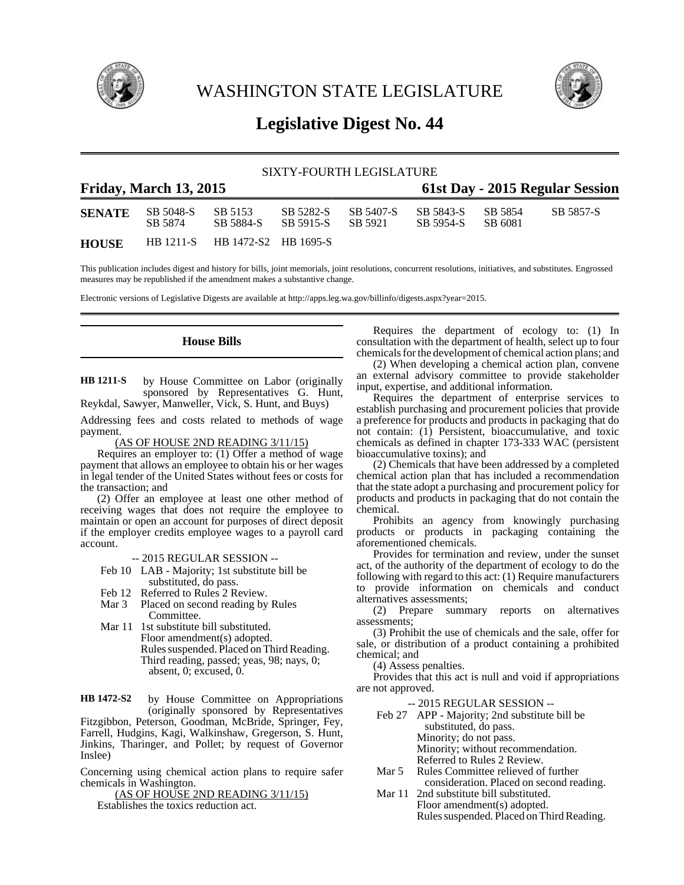# WASHINGTON STATE LEGISLATURE

## Legislative Digest No. 44

SIXTY-FOURTH LEGISLATURE

**Friday, March 13, 2015** **61st Day - 2015 Regular Session**

| | | | | | | | |
|---|---|---|---|---|---|---|---|
| **SENATE** | SB 5048-S | SB 5153 | SB 5282-S | SB 5407-S | SB 5843-S | SB 5854 | SB 5857-S |
| | SB 5874 | SB 5884-S | SB 5915-S | SB 5921 | SB 5954-S | SB 6081 | |
| **HOUSE** | HB 1211-S | HB 1472-S2 | HB 1695-S | | | | |

This publication includes digest and history for bills, joint memorials, joint resolutions, concurrent resolutions, initiatives, and substitutes. Engrossed measures may be republished if the amendment makes a substantive change.

Electronic versions of Legislative Digests are available at http://apps.leg.wa.gov/billinfo/digests.aspx?year=2015.

### House Bills

**HB 1211-S** by House Committee on Labor (originally sponsored by Representatives G. Hunt, Reykdal, Sawyer, Manweller, Vick, S. Hunt, and Buys)

Addressing fees and costs related to methods of wage payment.

(AS OF HOUSE 2ND READING 3/11/15)

Requires an employer to: (1) Offer a method of wage payment that allows an employee to obtain his or her wages in legal tender of the United States without fees or costs for the transaction; and

(2) Offer an employee at least one other method of receiving wages that does not require the employee to maintain or open an account for purposes of direct deposit if the employer credits employee wages to a payroll card account.

-- 2015 REGULAR SESSION --

Feb 10 LAB - Majority; 1st substitute bill be substituted, do pass.
Feb 12 Referred to Rules 2 Review.
Mar 3 Placed on second reading by Rules Committee.
Mar 11 1st substitute bill substituted.
Floor amendment(s) adopted.
Rules suspended. Placed on Third Reading.
Third reading, passed; yeas, 98; nays, 0; absent, 0; excused, 0.

**HB 1472-S2** by House Committee on Appropriations (originally sponsored by Representatives Fitzgibbon, Peterson, Goodman, McBride, Springer, Fey, Farrell, Hudgins, Kagi, Walkinshaw, Gregerson, S. Hunt, Jinkins, Tharinger, and Pollet; by request of Governor Inslee)

Concerning using chemical action plans to require safer chemicals in Washington.

(AS OF HOUSE 2ND READING 3/11/15)

Establishes the toxics reduction act.

Requires the department of ecology to: (1) In consultation with the department of health, select up to four chemicals for the development of chemical action plans; and

(2) When developing a chemical action plan, convene an external advisory committee to provide stakeholder input, expertise, and additional information.

Requires the department of enterprise services to establish purchasing and procurement policies that provide a preference for products and products in packaging that do not contain: (1) Persistent, bioaccumulative, and toxic chemicals as defined in chapter 173-333 WAC (persistent bioaccumulative toxins); and

(2) Chemicals that have been addressed by a completed chemical action plan that has included a recommendation that the state adopt a purchasing and procurement policy for products and products in packaging that do not contain the chemical.

Prohibits an agency from knowingly purchasing products or products in packaging containing the aforementioned chemicals.

Provides for termination and review, under the sunset act, of the authority of the department of ecology to do the following with regard to this act: (1) Require manufacturers to provide information on chemicals and conduct alternatives assessments;

(2) Prepare summary reports on alternatives assessments;

(3) Prohibit the use of chemicals and the sale, offer for sale, or distribution of a product containing a prohibited chemical; and

(4) Assess penalties.

Provides that this act is null and void if appropriations are not approved.

-- 2015 REGULAR SESSION --

Feb 27 APP - Majority; 2nd substitute bill be substituted, do pass.
Minority; do not pass.
Minority; without recommendation.
Referred to Rules 2 Review.
Mar 5 Rules Committee relieved of further consideration. Placed on second reading.
Mar 11 2nd substitute bill substituted.
Floor amendment(s) adopted.
Rules suspended. Placed on Third Reading.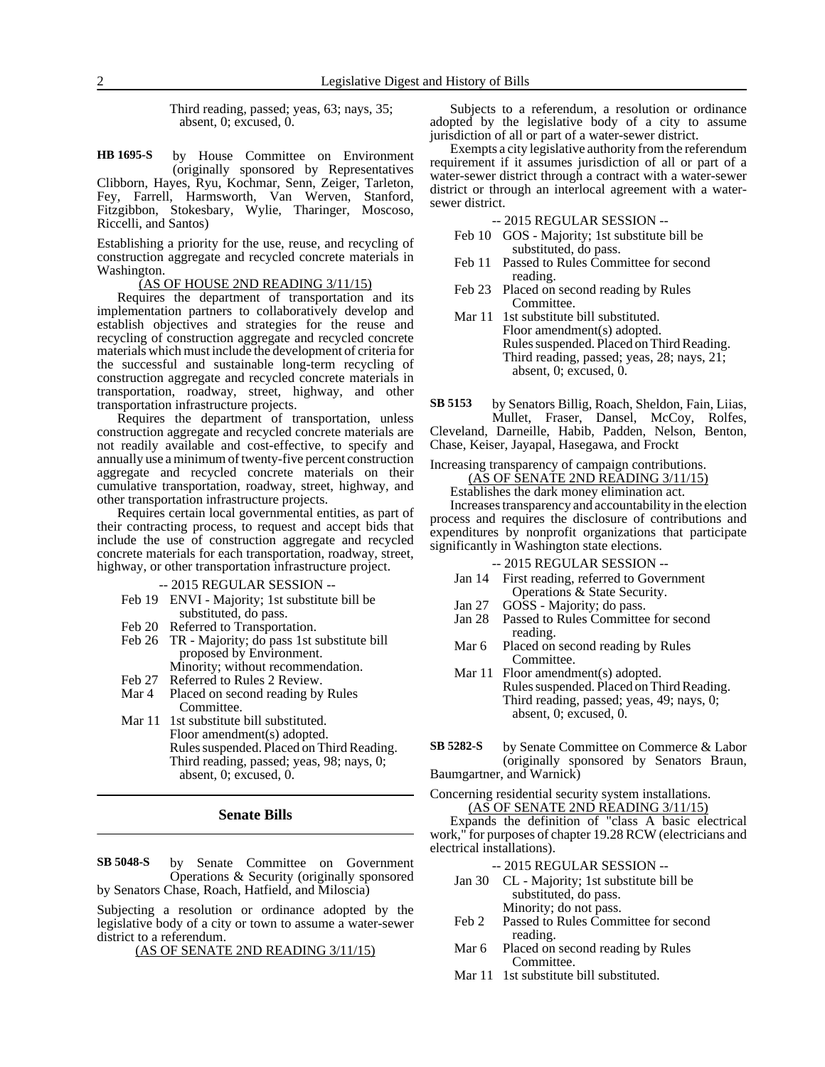Third reading, passed; yeas, 63; nays, 35; absent, 0; excused, 0.

**HB 1695-S** by House Committee on Environment (originally sponsored by Representatives Clibborn, Hayes, Ryu, Kochmar, Senn, Zeiger, Tarleton, Fey, Farrell, Harmsworth, Van Werven, Stanford, Fitzgibbon, Stokesbary, Wylie, Tharinger, Moscoso, Riccelli, and Santos)

Establishing a priority for the use, reuse, and recycling of construction aggregate and recycled concrete materials in Washington.

(AS OF HOUSE 2ND READING 3/11/15)

Requires the department of transportation and its implementation partners to collaboratively develop and establish objectives and strategies for the reuse and recycling of construction aggregate and recycled concrete materials which must include the development of criteria for the successful and sustainable long-term recycling of construction aggregate and recycled concrete materials in transportation, roadway, street, highway, and other transportation infrastructure projects.

Requires the department of transportation, unless construction aggregate and recycled concrete materials are not readily available and cost-effective, to specify and annually use a minimum of twenty-five percent construction aggregate and recycled concrete materials on their cumulative transportation, roadway, street, highway, and other transportation infrastructure projects.

Requires certain local governmental entities, as part of their contracting process, to request and accept bids that include the use of construction aggregate and recycled concrete materials for each transportation, roadway, street, highway, or other transportation infrastructure project.

-- 2015 REGULAR SESSION --

- Feb 19 ENVI - Majority; 1st substitute bill be substituted, do pass.
- Feb 20 Referred to Transportation.
- Feb 26 TR - Majority; do pass 1st substitute bill proposed by Environment. Minority; without recommendation.
- Feb 27 Referred to Rules 2 Review.
- Mar 4 Placed on second reading by Rules Committee.
- Mar 11 1st substitute bill substituted. Floor amendment(s) adopted. Rules suspended. Placed on Third Reading. Third reading, passed; yeas, 98; nays, 0; absent, 0; excused, 0.

## Senate Bills

**SB 5048-S** by Senate Committee on Government Operations & Security (originally sponsored by Senators Chase, Roach, Hatfield, and Miloscia)

Subjecting a resolution or ordinance adopted by the legislative body of a city or town to assume a water-sewer district to a referendum.

(AS OF SENATE 2ND READING 3/11/15)

Subjects to a referendum, a resolution or ordinance adopted by the legislative body of a city to assume jurisdiction of all or part of a water-sewer district.

Exempts a city legislative authority from the referendum requirement if it assumes jurisdiction of all or part of a water-sewer district through a contract with a water-sewer district or through an interlocal agreement with a water-sewer district.

-- 2015 REGULAR SESSION --

- Feb 10 GOS - Majority; 1st substitute bill be substituted, do pass.
- Feb 11 Passed to Rules Committee for second reading.
- Feb 23 Placed on second reading by Rules Committee.
- Mar 11 1st substitute bill substituted. Floor amendment(s) adopted. Rules suspended. Placed on Third Reading. Third reading, passed; yeas, 28; nays, 21; absent, 0; excused, 0.

**SB 5153** by Senators Billig, Roach, Sheldon, Fain, Liias, Mullet, Fraser, Dansel, McCoy, Rolfes, Cleveland, Darneille, Habib, Padden, Nelson, Benton, Chase, Keiser, Jayapal, Hasegawa, and Frockt

Increasing transparency of campaign contributions.

(AS OF SENATE 2ND READING 3/11/15)

Establishes the dark money elimination act.

Increases transparency and accountability in the election process and requires the disclosure of contributions and expenditures by nonprofit organizations that participate significantly in Washington state elections.

-- 2015 REGULAR SESSION --

- Jan 14 First reading, referred to Government Operations & State Security.
- Jan 27 GOSS - Majority; do pass.
- Jan 28 Passed to Rules Committee for second reading.
- Mar 6 Placed on second reading by Rules Committee.
- Mar 11 Floor amendment(s) adopted. Rules suspended. Placed on Third Reading. Third reading, passed; yeas, 49; nays, 0; absent, 0; excused, 0.

**SB 5282-S** by Senate Committee on Commerce & Labor (originally sponsored by Senators Braun, Baumgartner, and Warnick)

Concerning residential security system installations.

(AS OF SENATE 2ND READING 3/11/15)

Expands the definition of "class A basic electrical work," for purposes of chapter 19.28 RCW (electricians and electrical installations).

-- 2015 REGULAR SESSION --

- Jan 30 CL - Majority; 1st substitute bill be substituted, do pass. Minority; do not pass.
- Feb 2 Passed to Rules Committee for second reading.
- Mar 6 Placed on second reading by Rules Committee.
- Mar 11 1st substitute bill substituted.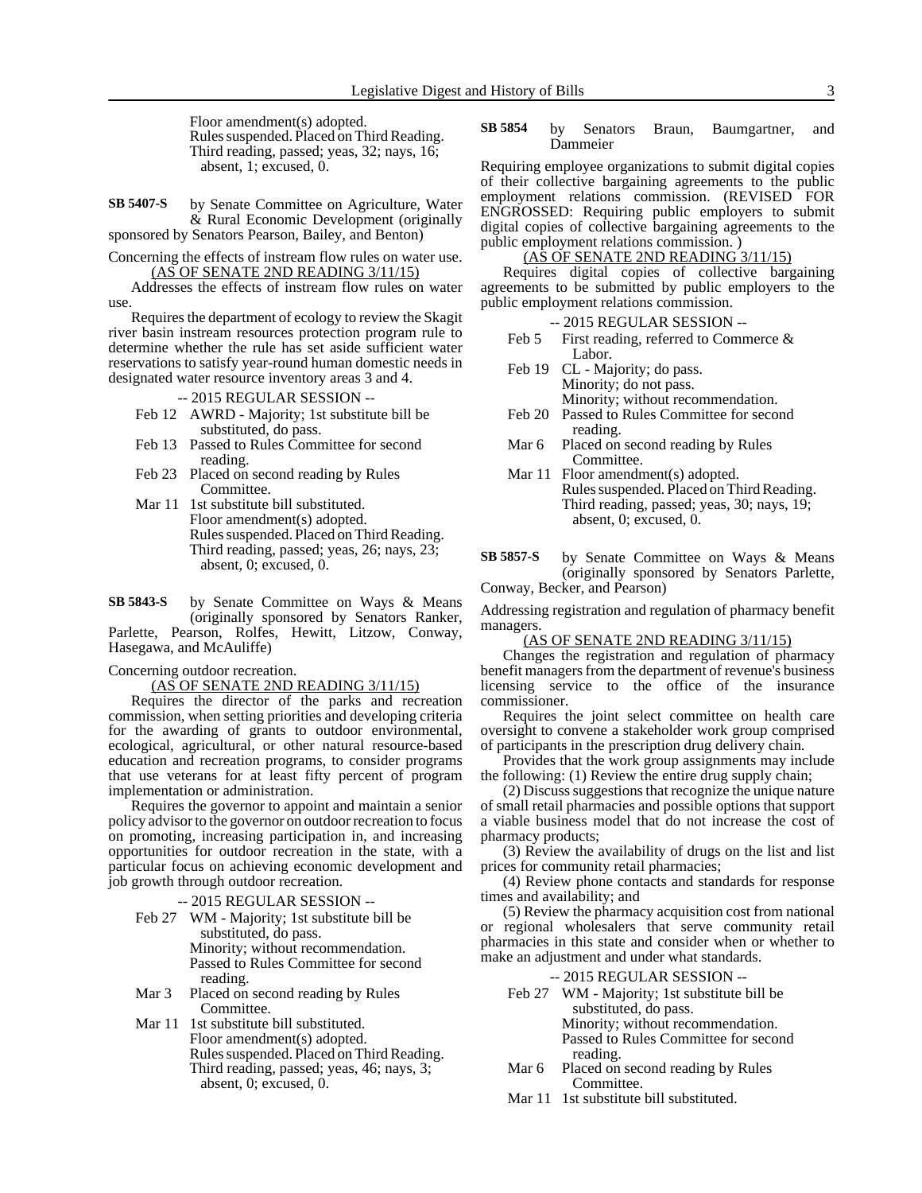Floor amendment(s) adopted.
Rules suspended. Placed on Third Reading.
Third reading, passed; yeas, 32; nays, 16; absent, 1; excused, 0.

**SB 5407-S** by Senate Committee on Agriculture, Water & Rural Economic Development (originally sponsored by Senators Pearson, Bailey, and Benton)

Concerning the effects of instream flow rules on water use.

(AS OF SENATE 2ND READING 3/11/15)

Addresses the effects of instream flow rules on water use.

Requires the department of ecology to review the Skagit river basin instream resources protection program rule to determine whether the rule has set aside sufficient water reservations to satisfy year-round human domestic needs in designated water resource inventory areas 3 and 4.

-- 2015 REGULAR SESSION --

Feb 12 AWRD - Majority; 1st substitute bill be substituted, do pass.
Feb 13 Passed to Rules Committee for second reading.
Feb 23 Placed on second reading by Rules Committee.
Mar 11 1st substitute bill substituted.
Floor amendment(s) adopted.
Rules suspended. Placed on Third Reading.
Third reading, passed; yeas, 26; nays, 23; absent, 0; excused, 0.

**SB 5843-S** by Senate Committee on Ways & Means (originally sponsored by Senators Ranker, Parlette, Pearson, Rolfes, Hewitt, Litzow, Conway, Hasegawa, and McAuliffe)

Concerning outdoor recreation.

(AS OF SENATE 2ND READING 3/11/15)

Requires the director of the parks and recreation commission, when setting priorities and developing criteria for the awarding of grants to outdoor environmental, ecological, agricultural, or other natural resource-based education and recreation programs, to consider programs that use veterans for at least fifty percent of program implementation or administration.

Requires the governor to appoint and maintain a senior policy advisor to the governor on outdoor recreation to focus on promoting, increasing participation in, and increasing opportunities for outdoor recreation in the state, with a particular focus on achieving economic development and job growth through outdoor recreation.

-- 2015 REGULAR SESSION --

Feb 27 WM - Majority; 1st substitute bill be substituted, do pass.
Minority; without recommendation.
Passed to Rules Committee for second reading.
Mar 3 Placed on second reading by Rules Committee.
Mar 11 1st substitute bill substituted.
Floor amendment(s) adopted.
Rules suspended. Placed on Third Reading.
Third reading, passed; yeas, 46; nays, 3; absent, 0; excused, 0.

**SB 5854** by Senators Braun, Baumgartner, and Dammeier

Requiring employee organizations to submit digital copies of their collective bargaining agreements to the public employment relations commission. (REVISED FOR ENGROSSED: Requiring public employers to submit digital copies of collective bargaining agreements to the public employment relations commission. )

(AS OF SENATE 2ND READING 3/11/15)

Requires digital copies of collective bargaining agreements to be submitted by public employers to the public employment relations commission.

-- 2015 REGULAR SESSION --

Feb 5 First reading, referred to Commerce & Labor.
Feb 19 CL - Majority; do pass.
Minority; do not pass.
Minority; without recommendation.
Feb 20 Passed to Rules Committee for second reading.
Mar 6 Placed on second reading by Rules Committee.
Mar 11 Floor amendment(s) adopted.
Rules suspended. Placed on Third Reading.
Third reading, passed; yeas, 30; nays, 19; absent, 0; excused, 0.

**SB 5857-S** by Senate Committee on Ways & Means (originally sponsored by Senators Parlette, Conway, Becker, and Pearson)

Addressing registration and regulation of pharmacy benefit managers.

(AS OF SENATE 2ND READING 3/11/15)

Changes the registration and regulation of pharmacy benefit managers from the department of revenue's business licensing service to the office of the insurance commissioner.

Requires the joint select committee on health care oversight to convene a stakeholder work group comprised of participants in the prescription drug delivery chain.

Provides that the work group assignments may include the following: (1) Review the entire drug supply chain;

(2) Discuss suggestions that recognize the unique nature of small retail pharmacies and possible options that support a viable business model that do not increase the cost of pharmacy products;

(3) Review the availability of drugs on the list and list prices for community retail pharmacies;

(4) Review phone contacts and standards for response times and availability; and

(5) Review the pharmacy acquisition cost from national or regional wholesalers that serve community retail pharmacies in this state and consider when or whether to make an adjustment and under what standards.

-- 2015 REGULAR SESSION --

Feb 27 WM - Majority; 1st substitute bill be substituted, do pass.
Minority; without recommendation.
Passed to Rules Committee for second reading.
Mar 6 Placed on second reading by Rules Committee.
Mar 11 1st substitute bill substituted.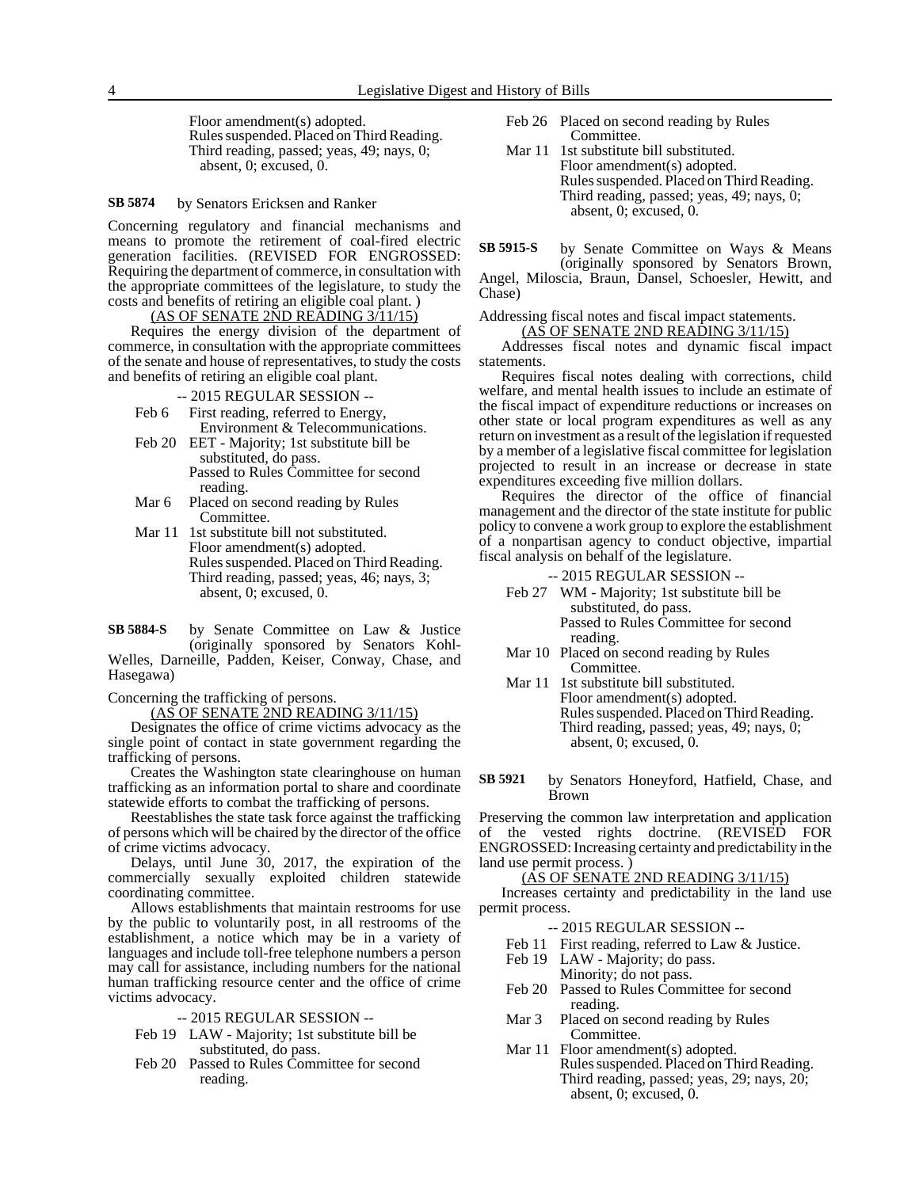Floor amendment(s) adopted.
Rules suspended. Placed on Third Reading.
Third reading, passed; yeas, 49; nays, 0; absent, 0; excused, 0.

**SB 5874** by Senators Ericksen and Ranker

Concerning regulatory and financial mechanisms and means to promote the retirement of coal-fired electric generation facilities. (REVISED FOR ENGROSSED: Requiring the department of commerce, in consultation with the appropriate committees of the legislature, to study the costs and benefits of retiring an eligible coal plant. )

(AS OF SENATE 2ND READING 3/11/15)

Requires the energy division of the department of commerce, in consultation with the appropriate committees of the senate and house of representatives, to study the costs and benefits of retiring an eligible coal plant.

-- 2015 REGULAR SESSION --

- Feb 6 First reading, referred to Energy, Environment & Telecommunications.
- Feb 20 EET - Majority; 1st substitute bill be substituted, do pass. Passed to Rules Committee for second reading.
- Mar 6 Placed on second reading by Rules Committee.
- Mar 11 1st substitute bill not substituted. Floor amendment(s) adopted. Rules suspended. Placed on Third Reading. Third reading, passed; yeas, 46; nays, 3; absent, 0; excused, 0.

**SB 5884-S** by Senate Committee on Law & Justice (originally sponsored by Senators Kohl-Welles, Darneille, Padden, Keiser, Conway, Chase, and Hasegawa)

Concerning the trafficking of persons.

(AS OF SENATE 2ND READING 3/11/15)

Designates the office of crime victims advocacy as the single point of contact in state government regarding the trafficking of persons.

Creates the Washington state clearinghouse on human trafficking as an information portal to share and coordinate statewide efforts to combat the trafficking of persons.

Reestablishes the state task force against the trafficking of persons which will be chaired by the director of the office of crime victims advocacy.

Delays, until June 30, 2017, the expiration of the commercially sexually exploited children statewide coordinating committee.

Allows establishments that maintain restrooms for use by the public to voluntarily post, in all restrooms of the establishment, a notice which may be in a variety of languages and include toll-free telephone numbers a person may call for assistance, including numbers for the national human trafficking resource center and the office of crime victims advocacy.

-- 2015 REGULAR SESSION --

- Feb 19 LAW - Majority; 1st substitute bill be substituted, do pass.
- Feb 20 Passed to Rules Committee for second reading.
- Feb 26 Placed on second reading by Rules Committee.
- Mar 11 1st substitute bill substituted. Floor amendment(s) adopted. Rules suspended. Placed on Third Reading. Third reading, passed; yeas, 49; nays, 0; absent, 0; excused, 0.

**SB 5915-S** by Senate Committee on Ways & Means (originally sponsored by Senators Brown, Angel, Miloscia, Braun, Dansel, Schoesler, Hewitt, and Chase)

Addressing fiscal notes and fiscal impact statements.

(AS OF SENATE 2ND READING 3/11/15)

Addresses fiscal notes and dynamic fiscal impact statements.

Requires fiscal notes dealing with corrections, child welfare, and mental health issues to include an estimate of the fiscal impact of expenditure reductions or increases on other state or local program expenditures as well as any return on investment as a result of the legislation if requested by a member of a legislative fiscal committee for legislation projected to result in an increase or decrease in state expenditures exceeding five million dollars.

Requires the director of the office of financial management and the director of the state institute for public policy to convene a work group to explore the establishment of a nonpartisan agency to conduct objective, impartial fiscal analysis on behalf of the legislature.

-- 2015 REGULAR SESSION --

- Feb 27 WM - Majority; 1st substitute bill be substituted, do pass. Passed to Rules Committee for second reading.
- Mar 10 Placed on second reading by Rules Committee.
- Mar 11 1st substitute bill substituted. Floor amendment(s) adopted. Rules suspended. Placed on Third Reading. Third reading, passed; yeas, 49; nays, 0; absent, 0; excused, 0.

**SB 5921** by Senators Honeyford, Hatfield, Chase, and Brown

Preserving the common law interpretation and application of the vested rights doctrine. (REVISED FOR ENGROSSED: Increasing certainty and predictability in the land use permit process. )

(AS OF SENATE 2ND READING 3/11/15)

Increases certainty and predictability in the land use permit process.

-- 2015 REGULAR SESSION --

- Feb 11 First reading, referred to Law & Justice.
- Feb 19 LAW - Majority; do pass. Minority; do not pass.
- Feb 20 Passed to Rules Committee for second reading.
- Mar 3 Placed on second reading by Rules Committee.
- Mar 11 Floor amendment(s) adopted. Rules suspended. Placed on Third Reading. Third reading, passed; yeas, 29; nays, 20; absent, 0; excused, 0.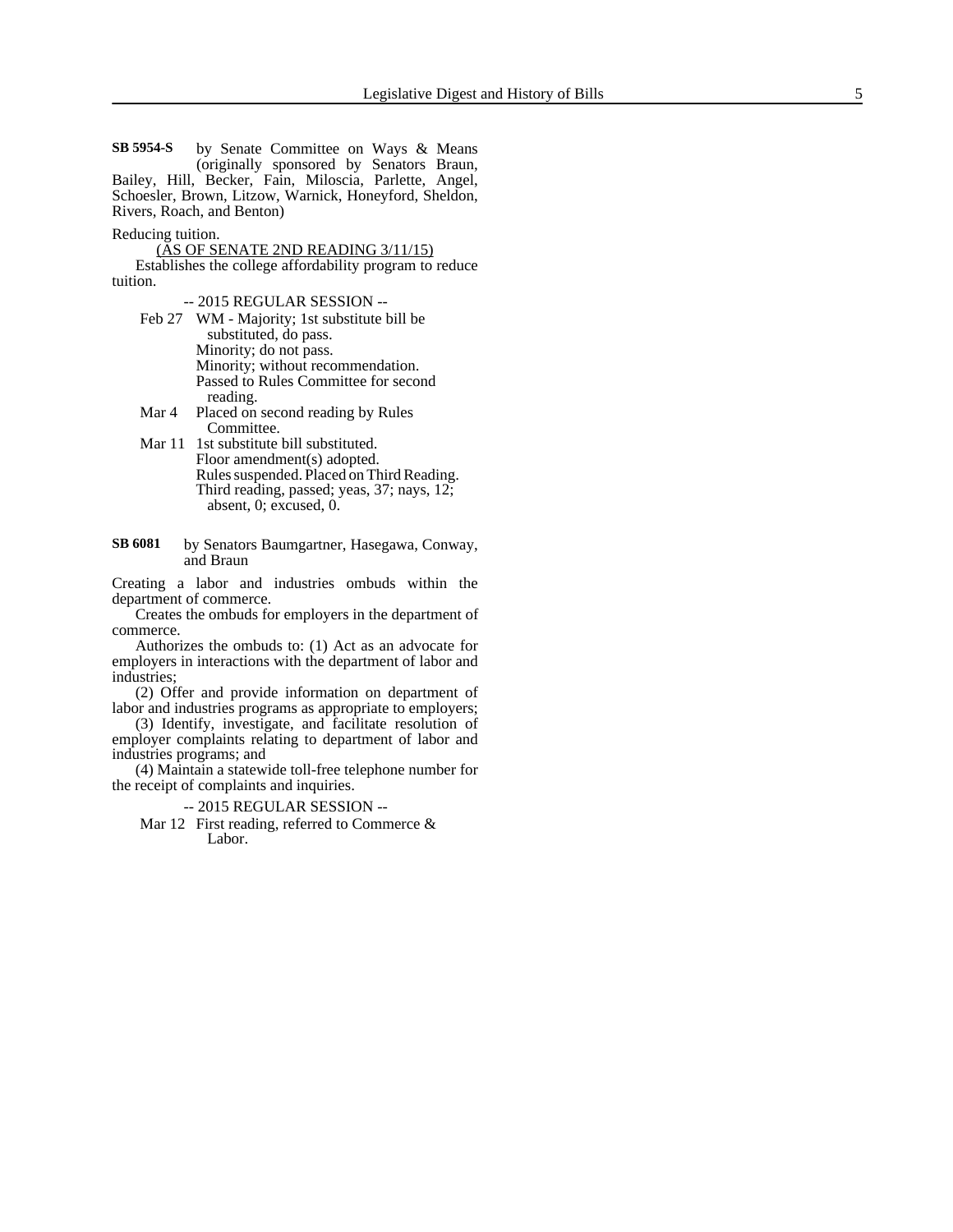**SB 5954-S** by Senate Committee on Ways & Means (originally sponsored by Senators Braun, Bailey, Hill, Becker, Fain, Miloscia, Parlette, Angel, Schoesler, Brown, Litzow, Warnick, Honeyford, Sheldon, Rivers, Roach, and Benton)

Reducing tuition.

(AS OF SENATE 2ND READING 3/11/15)

Establishes the college affordability program to reduce tuition.

-- 2015 REGULAR SESSION --

Feb 27 WM - Majority; 1st substitute bill be substituted, do pass.
Minority; do not pass.
Minority; without recommendation.
Passed to Rules Committee for second reading.

Mar 4 Placed on second reading by Rules Committee.

Mar 11 1st substitute bill substituted.
Floor amendment(s) adopted.
Rules suspended. Placed on Third Reading.
Third reading, passed; yeas, 37; nays, 12; absent, 0; excused, 0.

**SB 6081** by Senators Baumgartner, Hasegawa, Conway, and Braun

Creating a labor and industries ombuds within the department of commerce.

Creates the ombuds for employers in the department of commerce.

Authorizes the ombuds to: (1) Act as an advocate for employers in interactions with the department of labor and industries;

(2) Offer and provide information on department of labor and industries programs as appropriate to employers;

(3) Identify, investigate, and facilitate resolution of employer complaints relating to department of labor and industries programs; and

(4) Maintain a statewide toll-free telephone number for the receipt of complaints and inquiries.

-- 2015 REGULAR SESSION --

Mar 12 First reading, referred to Commerce & Labor.